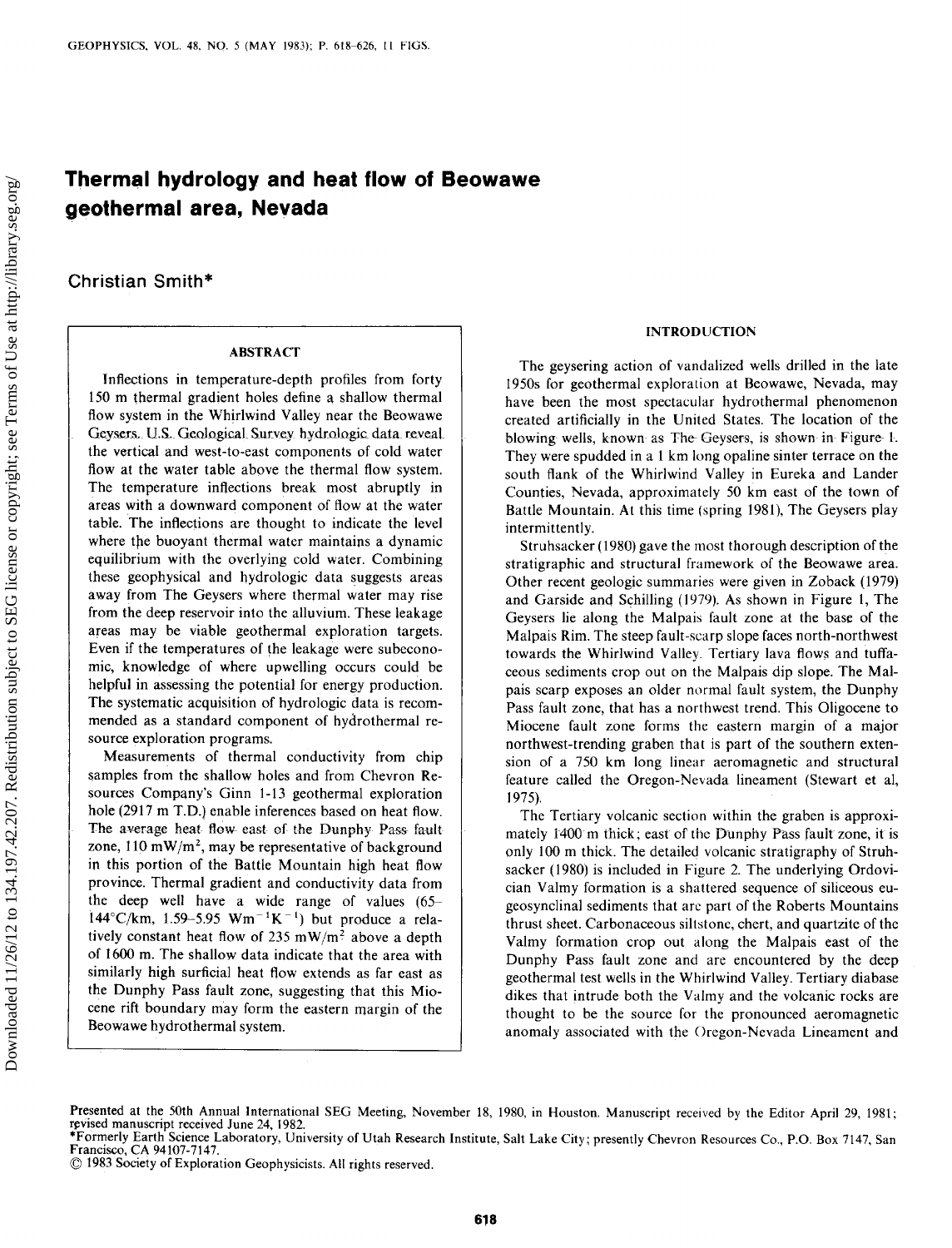# Thermal hydrology and heat flow of Beowawe geothermal area, Nevada

Christian Smith*

## ABSTRACT

Inflections in temperature-depth profiles from forty 150 m thermal gradient holes define a shallow thermal flow system in the Whirlwind Valley near the Beowawe Geysers. U.S. Geological Survey hydrologic data reveal the vertical and west-to-east components of cold water flow at the water table above the thermal flow system. The temperature inflections break most abruptly in areas with a downward component of flow at the water table. The inflections are thought to indicate the level where the buoyant thermal water maintains a dynamic equilibrium with the overlying cold water. Combining these geophysical and hydrologic data suggests areas away from The Geysers where thermal water may rise from the deep reservoir into the alluvium. These leakage areas may be viable geothermal exploration targets. Even if the temperatures of the leakage were subeconomic, knowledge of where upwelling occurs could be helpful in assessing the potential for energy production. The systematic acquisition of hydrologic data is recommended as a standard component of hydrothermal resource exploration programs.

Measurements of thermal conductivity from chip samples from the shallow holes and from Chevron Resources Company's Ginn 1-13 geothermal exploration hole (2917 m T.D.) enable inferences based on heat flow. The average heat flow east of the Dunphy Pass fault zone, 110 $mW/m^2$, may be representative of background in this portion of the Battle Mountain high heat flow province. Thermal gradient and conductivity data from the deep well have a wide range of values (65–144°C/km, 1.59–5.95 $Wm^{-1}K^{-1}$) but produce a relatively constant heat flow of 235 $mW/m^2$ above a depth of 1600 m. The shallow data indicate that the area with similarly high surficial heat flow extends as far east as the Dunphy Pass fault zone, suggesting that this Miocene rift boundary may form the eastern margin of the Beowawe hydrothermal system.

## INTRODUCTION

The geysering action of vandalized wells drilled in the late 1950s for geothermal exploration at Beowawe, Nevada, may have been the most spectacular hydrothermal phenomenon created artificially in the United States. The location of the blowing wells, known as The Geysers, is shown in Figure 1. They were spudded in a 1 km long opaline sinter terrace on the south flank of the Whirlwind Valley in Eureka and Lander Counties, Nevada, approximately 50 km east of the town of Battle Mountain. At this time (spring 1981), The Geysers play intermittently.

Struhsacker (1980) gave the most thorough description of the stratigraphic and structural framework of the Beowawe area. Other recent geologic summaries were given in Zoback (1979) and Garside and Schilling (1979). As shown in Figure 1, The Geysers lie along the Malpais fault zone at the base of the Malpais Rim. The steep fault-scarp slope faces north-northwest towards the Whirlwind Valley. Tertiary lava flows and tuffaceous sediments crop out on the Malpais dip slope. The Malpais scarp exposes an older normal fault system, the Dunphy Pass fault zone, that has a northwest trend. This Oligocene to Miocene fault zone forms the eastern margin of a major northwest-trending graben that is part of the southern extension of a 750 km long linear aeromagnetic and structural feature called the Oregon-Nevada lineament (Stewart et al, 1975).

The Tertiary volcanic section within the graben is approximately 1400 m thick; east of the Dunphy Pass fault zone, it is only 100 m thick. The detailed volcanic stratigraphy of Struhsacker (1980) is included in Figure 2. The underlying Ordovician Valmy formation is a shattered sequence of siliceous eugeosynclinal sediments that are part of the Roberts Mountains thrust sheet. Carbonaceous siltstone, chert, and quartzite of the Valmy formation crop out along the Malpais east of the Dunphy Pass fault zone and are encountered by the deep geothermal test wells in the Whirlwind Valley. Tertiary diabase dikes that intrude both the Valmy and the volcanic rocks are thought to be the source for the pronounced aeromagnetic anomaly associated with the Oregon-Nevada Lineament and

---

Presented at the 50th Annual International SEG Meeting, November 18, 1980, in Houston. Manuscript received by the Editor April 29, 1981; revised manuscript received June 24, 1982.

*Formerly Earth Science Laboratory, University of Utah Research Institute, Salt Lake City; presently Chevron Resources Co., P.O. Box 7147, San Francisco, CA 94107-7147.

© 1983 Society of Exploration Geophysicists. All rights reserved.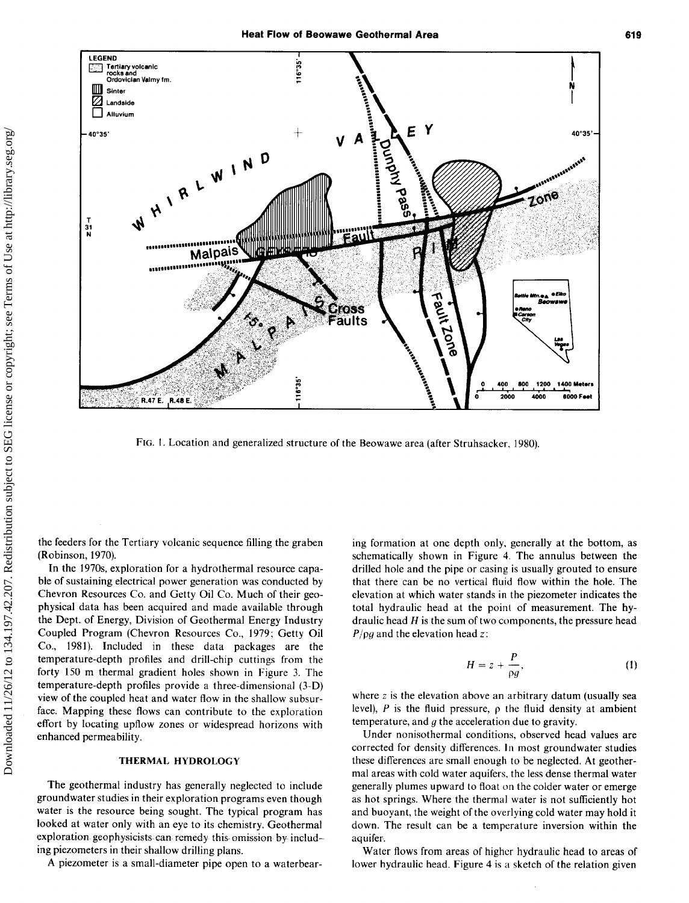FIG. 1. Location and generalized structure of the Beowawe area (after Struhsacker, 1980).

the feeders for the Tertiary volcanic sequence filling the graben (Robinson, 1970).

In the 1970s, exploration for a hydrothermal resource capable of sustaining electrical power generation was conducted by Chevron Resources Co. and Getty Oil Co. Much of their geophysical data has been acquired and made available through the Dept. of Energy, Division of Geothermal Energy Industry Coupled Program (Chevron Resources Co., 1979; Getty Oil Co., 1981). Included in these data packages are the temperature-depth profiles and drill-chip cuttings from the forty 150 m thermal gradient holes shown in Figure 3. The temperature-depth profiles provide a three-dimensional (3-D) view of the coupled heat and water flow in the shallow subsurface. Mapping these flows can contribute to the exploration effort by locating upflow zones or widespread horizons with enhanced permeability.

## THERMAL HYDROLOGY

The geothermal industry has generally neglected to include groundwater studies in their exploration programs even though water is the resource being sought. The typical program has looked at water only with an eye to its chemistry. Geothermal exploration geophysicists can remedy this omission by including piezometers in their shallow drilling plans.

A piezometer is a small-diameter pipe open to a waterbearing formation at one depth only, generally at the bottom, as schematically shown in Figure 4. The annulus between the drilled hole and the pipe or casing is usually grouted to ensure that there can be no vertical fluid flow within the hole. The elevation at which water stands in the piezometer indicates the total hydraulic head at the point of measurement. The hydraulic head $H$ is the sum of two components, the pressure head $P/\rho g$ and the elevation head $z$:

$$H = z + \frac{P}{\rho g}, \tag{1}$$

where $z$ is the elevation above an arbitrary datum (usually sea level), $P$ is the fluid pressure, $\rho$ the fluid density at ambient temperature, and $g$ the acceleration due to gravity.

Under nonisothermal conditions, observed head values are corrected for density differences. In most groundwater studies these differences are small enough to be neglected. At geothermal areas with cold water aquifers, the less dense thermal water generally plumes upward to float on the colder water or emerge as hot springs. Where the thermal water is not sufficiently hot and buoyant, the weight of the overlying cold water may hold it down. The result can be a temperature inversion within the aquifer.

Water flows from areas of higher hydraulic head to areas of lower hydraulic head. Figure 4 is a sketch of the relation given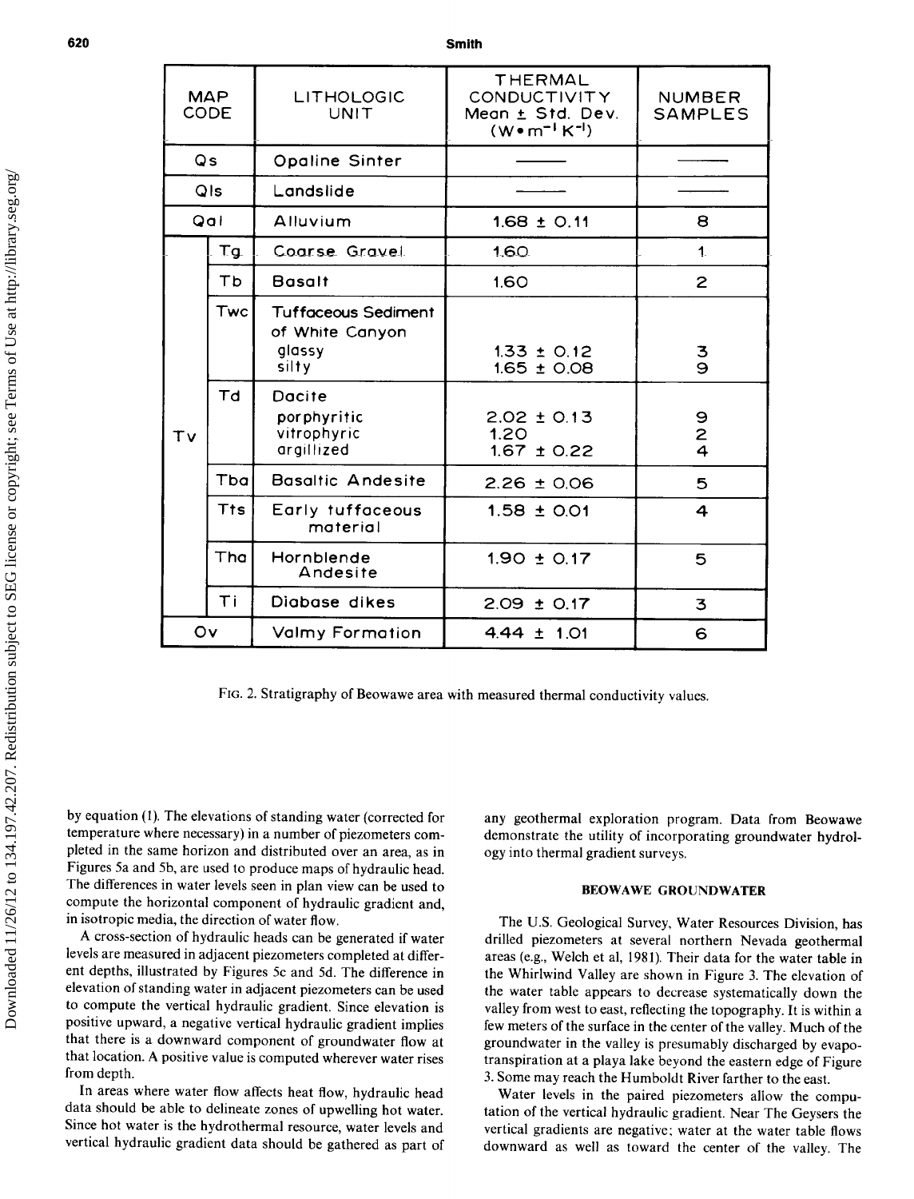| MAP CODE | | LITHOLOGIC UNIT | THERMAL CONDUCTIVITY Mean ± Std. Dev. ($W \bullet m^{-1} K^{-1}$) | NUMBER SAMPLES |
|---|---|---|---|---|
| Qs | | Opaline Sinter | ——— | ——— |
| Qls | | Landslide | ——— | ——— |
| Qal | | Alluvium | 1.68 ± 0.11 | 8 |
| Tv | Tg | Coarse Gravel | 1.60 | 1 |
| | Tb | Basalt | 1.60 | 2 |
| | Twc | Tuffaceous Sediment of White Canyon | | |
| | | glassy | 1.33 ± 0.12 | 3 |
| | | silty | 1.65 ± 0.08 | 9 |
| | Td | Dacite | | |
| | | porphyritic | 2.02 ± 0.13 | 9 |
| | | vitrophyric | 1.20 | 2 |
| | | argillized | 1.67 ± 0.22 | 4 |
| | Tba | Basaltic Andesite | 2.26 ± 0.06 | 5 |
| | Tts | Early tuffaceous material | 1.58 ± 0.01 | 4 |
| | Tha | Hornblende Andesite | 1.90 ± 0.17 | 5 |
| | Ti | Diabase dikes | 2.09 ± 0.17 | 3 |
| Ov | | Valmy Formation | 4.44 ± 1.01 | 6 |

FIG. 2. Stratigraphy of Beowawe area with measured thermal conductivity values.

by equation (1). The elevations of standing water (corrected for temperature where necessary) in a number of piezometers completed in the same horizon and distributed over an area, as in Figures 5a and 5b, are used to produce maps of hydraulic head. The differences in water levels seen in plan view can be used to compute the horizontal component of hydraulic gradient and, in isotropic media, the direction of water flow.

A cross-section of hydraulic heads can be generated if water levels are measured in adjacent piezometers completed at different depths, illustrated by Figures 5c and 5d. The difference in elevation of standing water in adjacent piezometers can be used to compute the vertical hydraulic gradient. Since elevation is positive upward, a negative vertical hydraulic gradient implies that there is a downward component of groundwater flow at that location. A positive value is computed wherever water rises from depth.

In areas where water flow affects heat flow, hydraulic head data should be able to delineate zones of upwelling hot water. Since hot water is the hydrothermal resource, water levels and vertical hydraulic gradient data should be gathered as part of any geothermal exploration program. Data from Beowawe demonstrate the utility of incorporating groundwater hydrology into thermal gradient surveys.

## BEOWAWE GROUNDWATER

The U.S. Geological Survey, Water Resources Division, has drilled piezometers at several northern Nevada geothermal areas (e.g., Welch et al, 1981). Their data for the water table in the Whirlwind Valley are shown in Figure 3. The elevation of the water table appears to decrease systematically down the valley from west to east, reflecting the topography. It is within a few meters of the surface in the center of the valley. Much of the groundwater in the valley is presumably discharged by evapotranspiration at a playa lake beyond the eastern edge of Figure 3. Some may reach the Humboldt River farther to the east.

Water levels in the paired piezometers allow the computation of the vertical hydraulic gradient. Near The Geysers the vertical gradients are negative; water at the water table flows downward as well as toward the center of the valley. The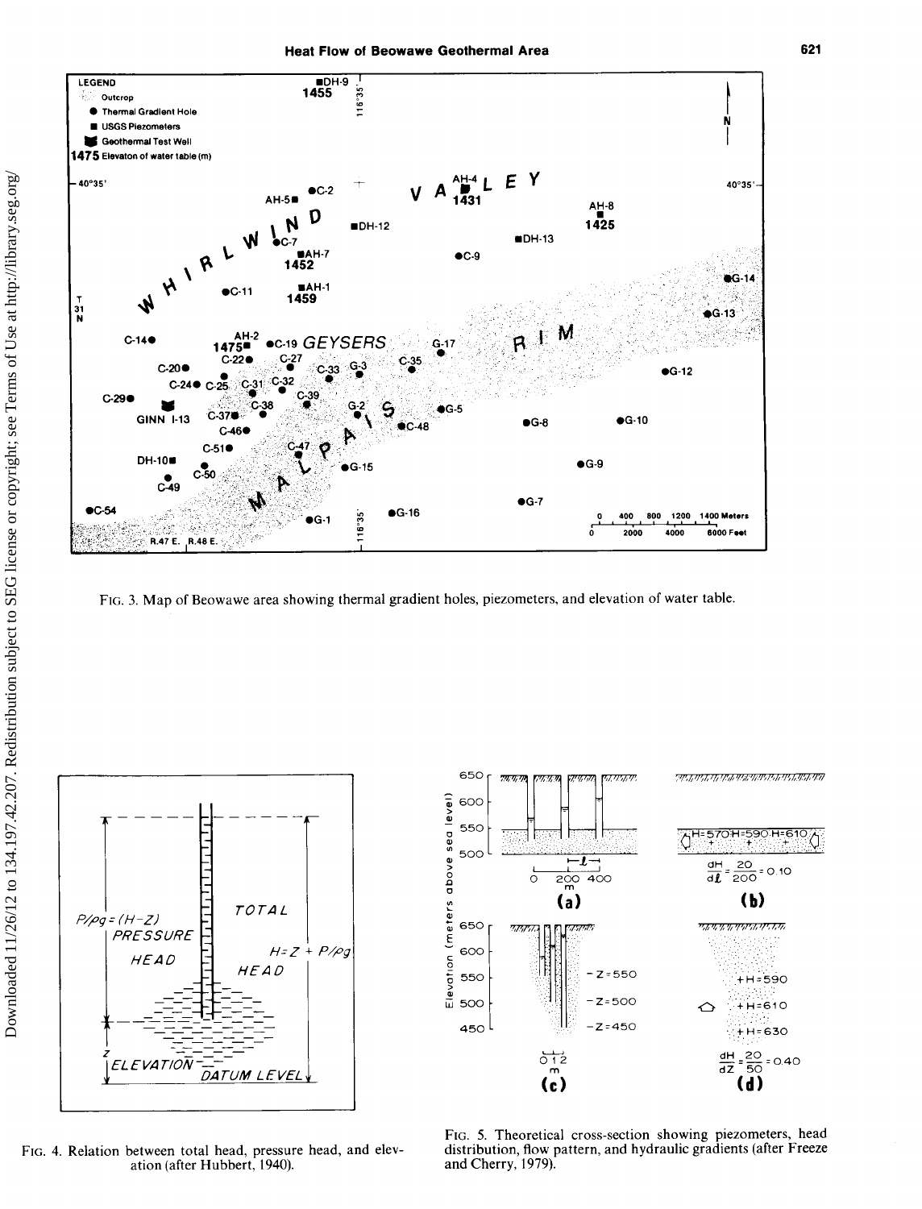FIG. 3. Map of Beowawe area showing thermal gradient holes, piezometers, and elevation of water table.

FIG. 4. Relation between total head, pressure head, and elevation (after Hubbert, 1940).

FIG. 5. Theoretical cross-section showing piezometers, head distribution, flow pattern, and hydraulic gradients (after Freeze and Cherry, 1979).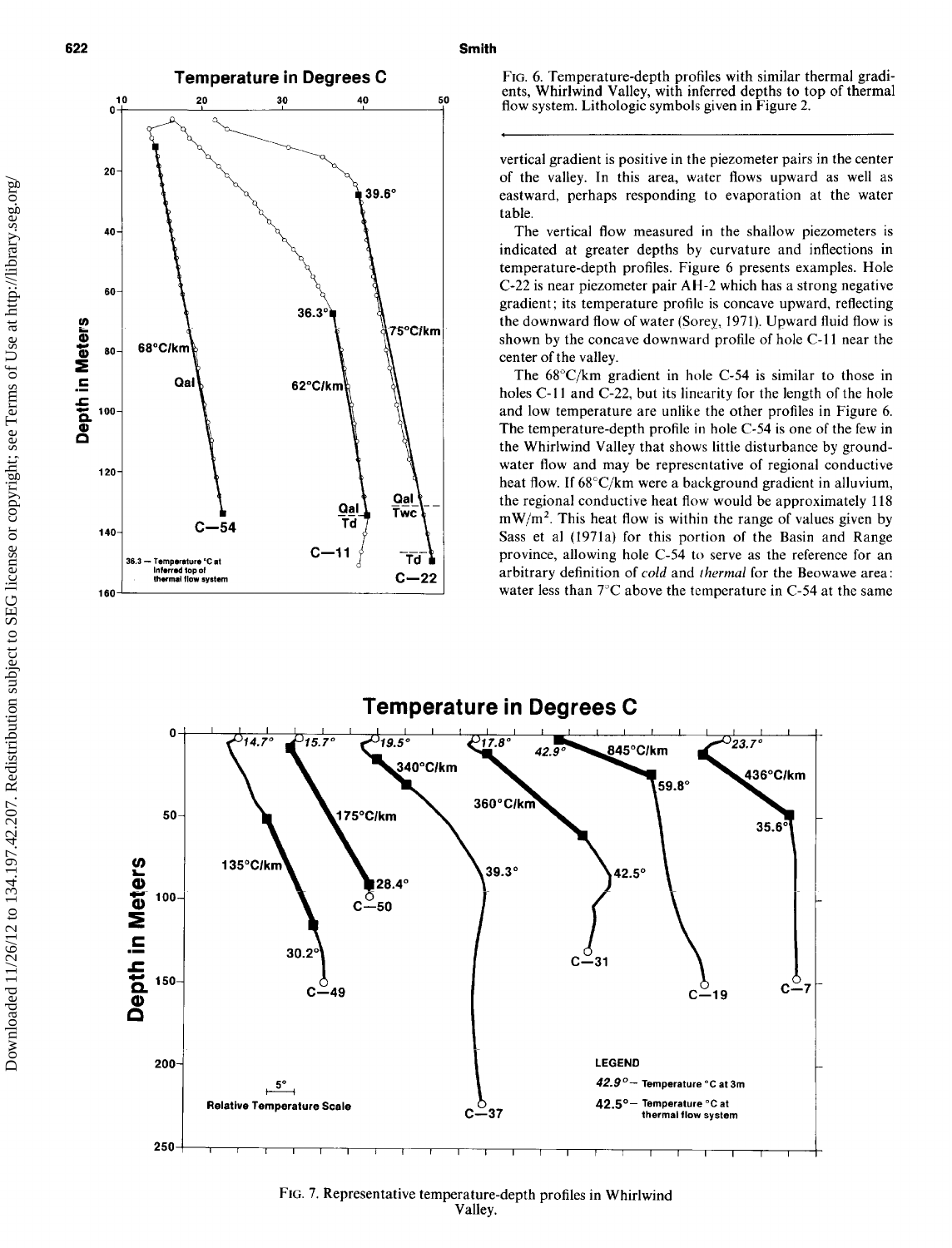FIG. 6. Temperature-depth profiles with similar thermal gradients, Whirlwind Valley, with inferred depths to top of thermal flow system. Lithologic symbols given in Figure 2.

vertical gradient is positive in the piezometer pairs in the center of the valley. In this area, water flows upward as well as eastward, perhaps responding to evaporation at the water table.

The vertical flow measured in the shallow piezometers is indicated at greater depths by curvature and inflections in temperature-depth profiles. Figure 6 presents examples. Hole C-22 is near piezometer pair AH-2 which has a strong negative gradient; its temperature profile is concave upward, reflecting the downward flow of water (Sorey, 1971). Upward fluid flow is shown by the concave downward profile of hole C-11 near the center of the valley.

The 68°C/km gradient in hole C-54 is similar to those in holes C-11 and C-22, but its linearity for the length of the hole and low temperature are unlike the other profiles in Figure 6. The temperature-depth profile in hole C-54 is one of the few in the Whirlwind Valley that shows little disturbance by groundwater flow and may be representative of regional conductive heat flow. If 68°C/km were a background gradient in alluvium, the regional conductive heat flow would be approximately 118 $mW/m^2$. This heat flow is within the range of values given by Sass et al (1971a) for this portion of the Basin and Range province, allowing hole C-54 to serve as the reference for an arbitrary definition of *cold* and *thermal* for the Beowawe area: water less than 7°C above the temperature in C-54 at the same

FIG. 7. Representative temperature-depth profiles in Whirlwind Valley.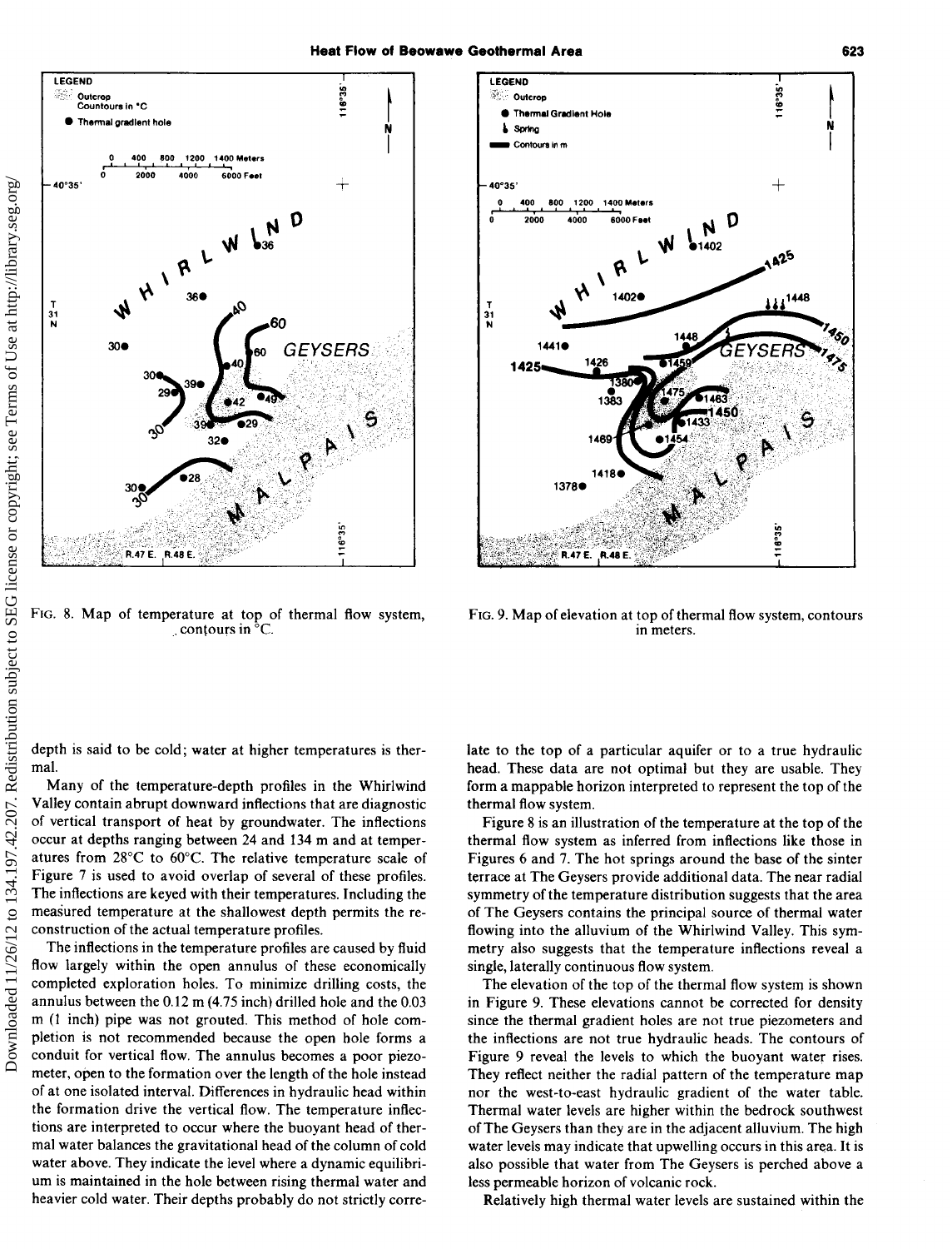FIG. 8. Map of temperature at top of thermal flow system, contours in °C.

FIG. 9. Map of elevation at top of thermal flow system, contours in meters.

depth is said to be cold; water at higher temperatures is thermal.

Many of the temperature-depth profiles in the Whirlwind Valley contain abrupt downward inflections that are diagnostic of vertical transport of heat by groundwater. The inflections occur at depths ranging between 24 and 134 m and at temperatures from 28°C to 60°C. The relative temperature scale of Figure 7 is used to avoid overlap of several of these profiles. The inflections are keyed with their temperatures. Including the measured temperature at the shallowest depth permits the reconstruction of the actual temperature profiles.

The inflections in the temperature profiles are caused by fluid flow largely within the open annulus of these economically completed exploration holes. To minimize drilling costs, the annulus between the 0.12 m (4.75 inch) drilled hole and the 0.03 m (1 inch) pipe was not grouted. This method of hole completion is not recommended because the open hole forms a conduit for vertical flow. The annulus becomes a poor piezometer, open to the formation over the length of the hole instead of at one isolated interval. Differences in hydraulic head within the formation drive the vertical flow. The temperature inflections are interpreted to occur where the buoyant head of thermal water balances the gravitational head of the column of cold water above. They indicate the level where a dynamic equilibrium is maintained in the hole between rising thermal water and heavier cold water. Their depths probably do not strictly correlate to the top of a particular aquifer or to a true hydraulic head. These data are not optimal but they are usable. They form a mappable horizon interpreted to represent the top of the thermal flow system.

Figure 8 is an illustration of the temperature at the top of the thermal flow system as inferred from inflections like those in Figures 6 and 7. The hot springs around the base of the sinter terrace at The Geysers provide additional data. The near radial symmetry of the temperature distribution suggests that the area of The Geysers contains the principal source of thermal water flowing into the alluvium of the Whirlwind Valley. This symmetry also suggests that the temperature inflections reveal a single, laterally continuous flow system.

The elevation of the top of the thermal flow system is shown in Figure 9. These elevations cannot be corrected for density since the thermal gradient holes are not true piezometers and the inflections are not true hydraulic heads. The contours of Figure 9 reveal the levels to which the buoyant water rises. They reflect neither the radial pattern of the temperature map nor the west-to-east hydraulic gradient of the water table. Thermal water levels are higher within the bedrock southwest of The Geysers than they are in the adjacent alluvium. The high water levels may indicate that upwelling occurs in this area. It is also possible that water from The Geysers is perched above a less permeable horizon of volcanic rock.

Relatively high thermal water levels are sustained within the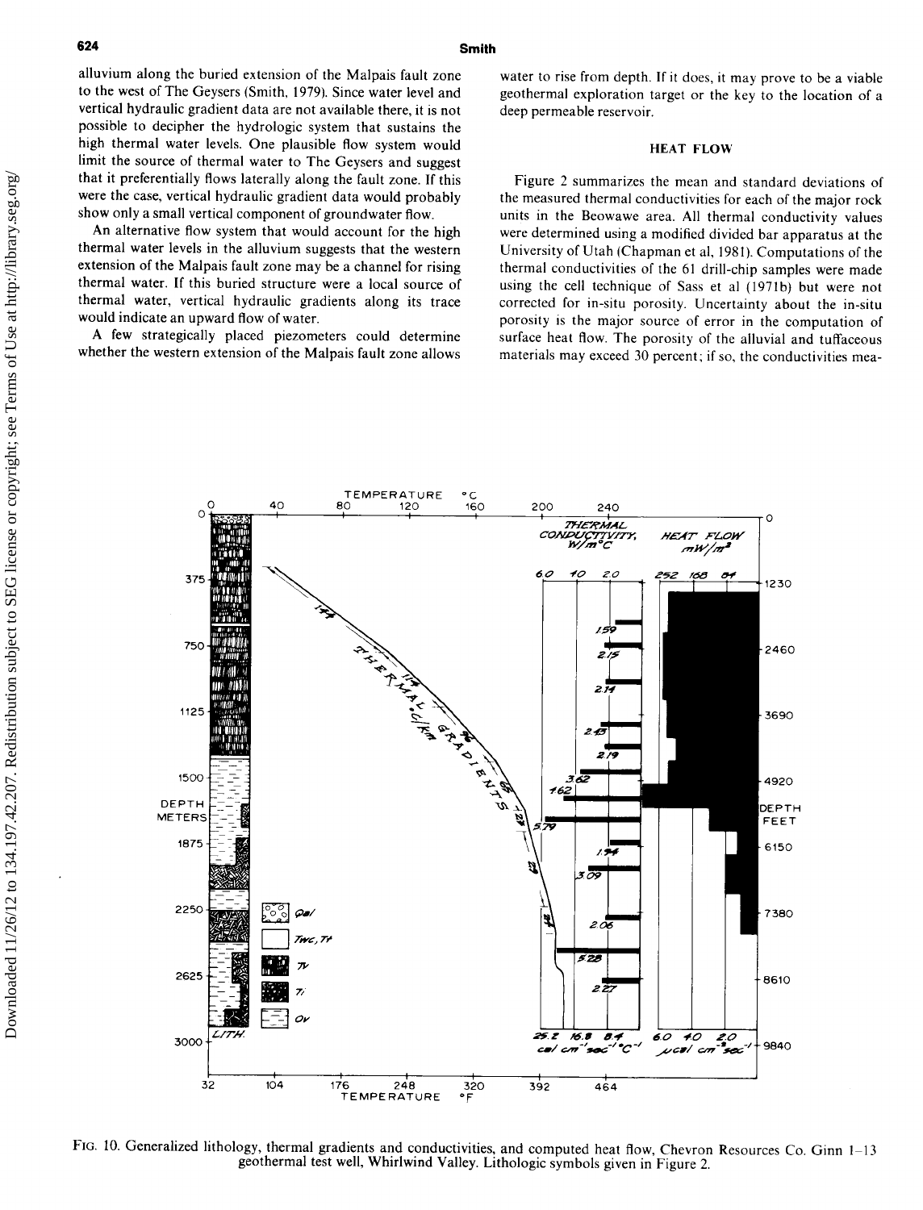alluvium along the buried extension of the Malpais fault zone to the west of The Geysers (Smith, 1979). Since water level and vertical hydraulic gradient data are not available there, it is not possible to decipher the hydrologic system that sustains the high thermal water levels. One plausible flow system would limit the source of thermal water to The Geysers and suggest that it preferentially flows laterally along the fault zone. If this were the case, vertical hydraulic gradient data would probably show only a small vertical component of groundwater flow.

An alternative flow system that would account for the high thermal water levels in the alluvium suggests that the western extension of the Malpais fault zone may be a channel for rising thermal water. If this buried structure were a local source of thermal water, vertical hydraulic gradients along its trace would indicate an upward flow of water.

A few strategically placed piezometers could determine whether the western extension of the Malpais fault zone allows water to rise from depth. If it does, it may prove to be a viable geothermal exploration target or the key to the location of a deep permeable reservoir.

## HEAT FLOW

Figure 2 summarizes the mean and standard deviations of the measured thermal conductivities for each of the major rock units in the Beowawe area. All thermal conductivity values were determined using a modified divided bar apparatus at the University of Utah (Chapman et al, 1981). Computations of the thermal conductivities of the 61 drill-chip samples were made using the cell technique of Sass et al (1971b) but were not corrected for in-situ porosity. Uncertainty about the in-situ porosity is the major source of error in the computation of surface heat flow. The porosity of the alluvial and tuffaceous materials may exceed 30 percent; if so, the conductivities mea-

FIG. 10. Generalized lithology, thermal gradients and conductivities, and computed heat flow, Chevron Resources Co. Ginn 1–13 geothermal test well, Whirlwind Valley. Lithologic symbols given in Figure 2.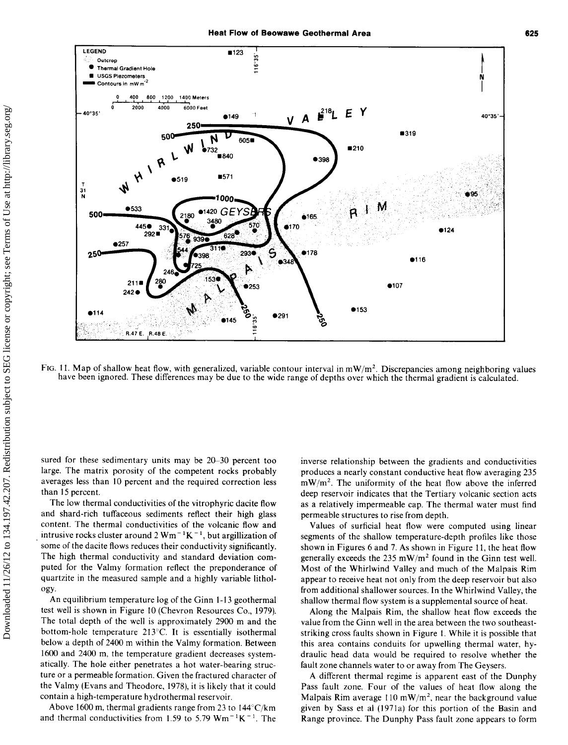FIG. 11. Map of shallow heat flow, with generalized, variable contour interval in mW/m². Discrepancies among neighboring values have been ignored. These differences may be due to the wide range of depths over which the thermal gradient is calculated.

sured for these sedimentary units may be 20–30 percent too large. The matrix porosity of the competent rocks probably averages less than 10 percent and the required correction less than 15 percent.

The low thermal conductivities of the vitrophyric dacite flow and shard-rich tuffaceous sediments reflect their high glass content. The thermal conductivities of the volcanic flow and intrusive rocks cluster around 2 $Wm^{-1}K^{-1}$, but argillization of some of the dacite flows reduces their conductivity significantly. The high thermal conductivity and standard deviation computed for the Valmy formation reflect the preponderance of quartzite in the measured sample and a highly variable lithology.

An equilibrium temperature log of the Ginn 1-13 geothermal test well is shown in Figure 10 (Chevron Resources Co., 1979). The total depth of the well is approximately 2900 m and the bottom-hole temperature 213°C. It is essentially isothermal below a depth of 2400 m within the Valmy formation. Between 1600 and 2400 m, the temperature gradient decreases systematically. The hole either penetrates a hot water-bearing structure or a permeable formation. Given the fractured character of the Valmy (Evans and Theodore, 1978), it is likely that it could contain a high-temperature hydrothermal reservoir.

Above 1600 m, thermal gradients range from 23 to 144°C/km and thermal conductivities from 1.59 to 5.79 $Wm^{-1}K^{-1}$. The inverse relationship between the gradients and conductivities produces a nearly constant conductive heat flow averaging 235 $mW/m^2$. The uniformity of the heat flow above the inferred deep reservoir indicates that the Tertiary volcanic section acts as a relatively impermeable cap. The thermal water must find permeable structures to rise from depth.

Values of surficial heat flow were computed using linear segments of the shallow temperature-depth profiles like those shown in Figures 6 and 7. As shown in Figure 11, the heat flow generally exceeds the 235 $mW/m^2$ found in the Ginn test well. Most of the Whirlwind Valley and much of the Malpais Rim appear to receive heat not only from the deep reservoir but also from additional shallower sources. In the Whirlwind Valley, the shallow thermal flow system is a supplemental source of heat.

Along the Malpais Rim, the shallow heat flow exceeds the value from the Ginn well in the area between the two southeast-striking cross faults shown in Figure 1. While it is possible that this area contains conduits for upwelling thermal water, hydraulic head data would be required to resolve whether the fault zone channels water to or away from The Geysers.

A different thermal regime is apparent east of the Dunphy Pass fault zone. Four of the values of heat flow along the Malpais Rim average 110 $mW/m^2$, near the background value given by Sass et al (1971a) for this portion of the Basin and Range province. The Dunphy Pass fault zone appears to form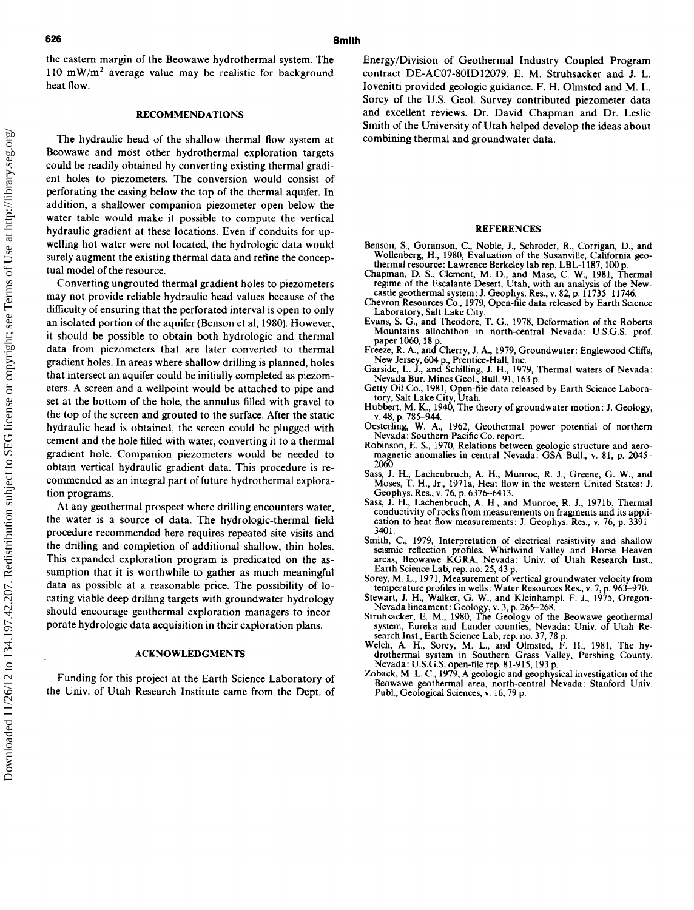the eastern margin of the Beowawe hydrothermal system. The 110 mW/m$^2$ average value may be realistic for background heat flow.

## RECOMMENDATIONS

The hydraulic head of the shallow thermal flow system at Beowawe and most other hydrothermal exploration targets could be readily obtained by converting existing thermal gradient holes to piezometers. The conversion would consist of perforating the casing below the top of the thermal aquifer. In addition, a shallower companion piezometer open below the water table would make it possible to compute the vertical hydraulic gradient at these locations. Even if conduits for upwelling hot water were not located, the hydrologic data would surely augment the existing thermal data and refine the conceptual model of the resource.

Converting ungrouted thermal gradient holes to piezometers may not provide reliable hydraulic head values because of the difficulty of ensuring that the perforated interval is open to only an isolated portion of the aquifer (Benson et al, 1980). However, it should be possible to obtain both hydrologic and thermal data from piezometers that are later converted to thermal gradient holes. In areas where shallow drilling is planned, holes that intersect an aquifer could be initially completed as piezometers. A screen and a wellpoint would be attached to pipe and set at the bottom of the hole, the annulus filled with gravel to the top of the screen and grouted to the surface. After the static hydraulic head is obtained, the screen could be plugged with cement and the hole filled with water, converting it to a thermal gradient hole. Companion piezometers would be needed to obtain vertical hydraulic gradient data. This procedure is recommended as an integral part of future hydrothermal exploration programs.

At any geothermal prospect where drilling encounters water, the water is a source of data. The hydrologic-thermal field procedure recommended here requires repeated site visits and the drilling and completion of additional shallow, thin holes. This expanded exploration program is predicated on the assumption that it is worthwhile to gather as much meaningful data as possible at a reasonable price. The possibility of locating viable deep drilling targets with groundwater hydrology should encourage geothermal exploration managers to incorporate hydrologic data acquisition in their exploration plans.

## ACKNOWLEDGMENTS

Funding for this project at the Earth Science Laboratory of the Univ. of Utah Research Institute came from the Dept. of Energy/Division of Geothermal Industry Coupled Program contract DE-AC07-80ID12079. E. M. Struhsacker and J. L. Iovenitti provided geologic guidance. F. H. Olmsted and M. L. Sorey of the U.S. Geol. Survey contributed piezometer data and excellent reviews. Dr. David Chapman and Dr. Leslie Smith of the University of Utah helped develop the ideas about combining thermal and groundwater data.

## REFERENCES

Benson, S., Goranson, C., Noble, J., Schroder, R., Corrigan, D., and Wollenberg, H., 1980, Evaluation of the Susanville, California geothermal resource: Lawrence Berkeley lab rep. LBL-1187, 100 p.

Chapman, D. S., Clement, M. D., and Mase, C. W., 1981, Thermal regime of the Escalante Desert, Utah, with an analysis of the Newcastle geothermal system: J. Geophys. Res., v. 82, p. 11735–11746.

Chevron Resources Co., 1979, Open-file data released by Earth Science Laboratory, Salt Lake City.

Evans, S. G., and Theodore, T. G., 1978, Deformation of the Roberts Mountains allochthon in north-central Nevada: U.S.G.S. prof. paper 1060, 18 p.

Freeze, R. A., and Cherry, J. A., 1979, Groundwater: Englewood Cliffs, New Jersey, 604 p., Prentice-Hall, Inc.

Garside, L. J., and Schilling, J. H., 1979, Thermal waters of Nevada: Nevada Bur. Mines Geol., Bull. 91, 163 p.

Getty Oil Co., 1981, Open-file data released by Earth Science Laboratory, Salt Lake City, Utah.

Hubbert, M. K., 1940, The theory of groundwater motion: J. Geology, v. 48, p. 785–944.

Oesterling, W. A., 1962, Geothermal power potential of northern Nevada: Southern Pacific Co. report.

Robinson, E. S., 1970, Relations between geologic structure and aeromagnetic anomalies in central Nevada: GSA Bull., v. 81, p. 2045–2060.

Sass, J. H., Lachenbruch, A. H., Munroe, R. J., Greene, G. W., and Moses, T. H., Jr., 1971a, Heat flow in the western United States: J. Geophys. Res., v. 76, p. 6376–6413.

Sass, J. H., Lachenbruch, A. H., and Munroe, R. J., 1971b, Thermal conductivity of rocks from measurements on fragments and its application to heat flow measurements: J. Geophys. Res., v. 76, p. 3391–3401.

Smith, C., 1979, Interpretation of electrical resistivity and shallow seismic reflection profiles, Whirlwind Valley and Horse Heaven areas, Beowawe KGRA, Nevada: Univ. of Utah Research Inst., Earth Science Lab, rep. no. 25, 43 p.

Sorey, M. L., 1971, Measurement of vertical groundwater velocity from temperature profiles in wells: Water Resources Res., v. 7, p. 963–970.

Stewart, J. H., Walker, G. W., and Kleinhampl, F. J., 1975, Oregon-Nevada lineament: Geology, v. 3, p. 265–268.

Struhsacker, E. M., 1980, The Geology of the Beowawe geothermal system, Eureka and Lander counties, Nevada: Univ. of Utah Research Inst., Earth Science Lab, rep. no. 37, 78 p.

Welch, A. H., Sorey, M. L., and Olmsted, F. H., 1981, The hydrothermal system in Southern Grass Valley, Pershing County, Nevada: U.S.G.S. open-file rep. 81-915, 193 p.

Zoback, M. L. C., 1979, A geologic and geophysical investigation of the Beowawe geothermal area, north-central Nevada: Stanford Univ. Publ., Geological Sciences, v. 16, 79 p.